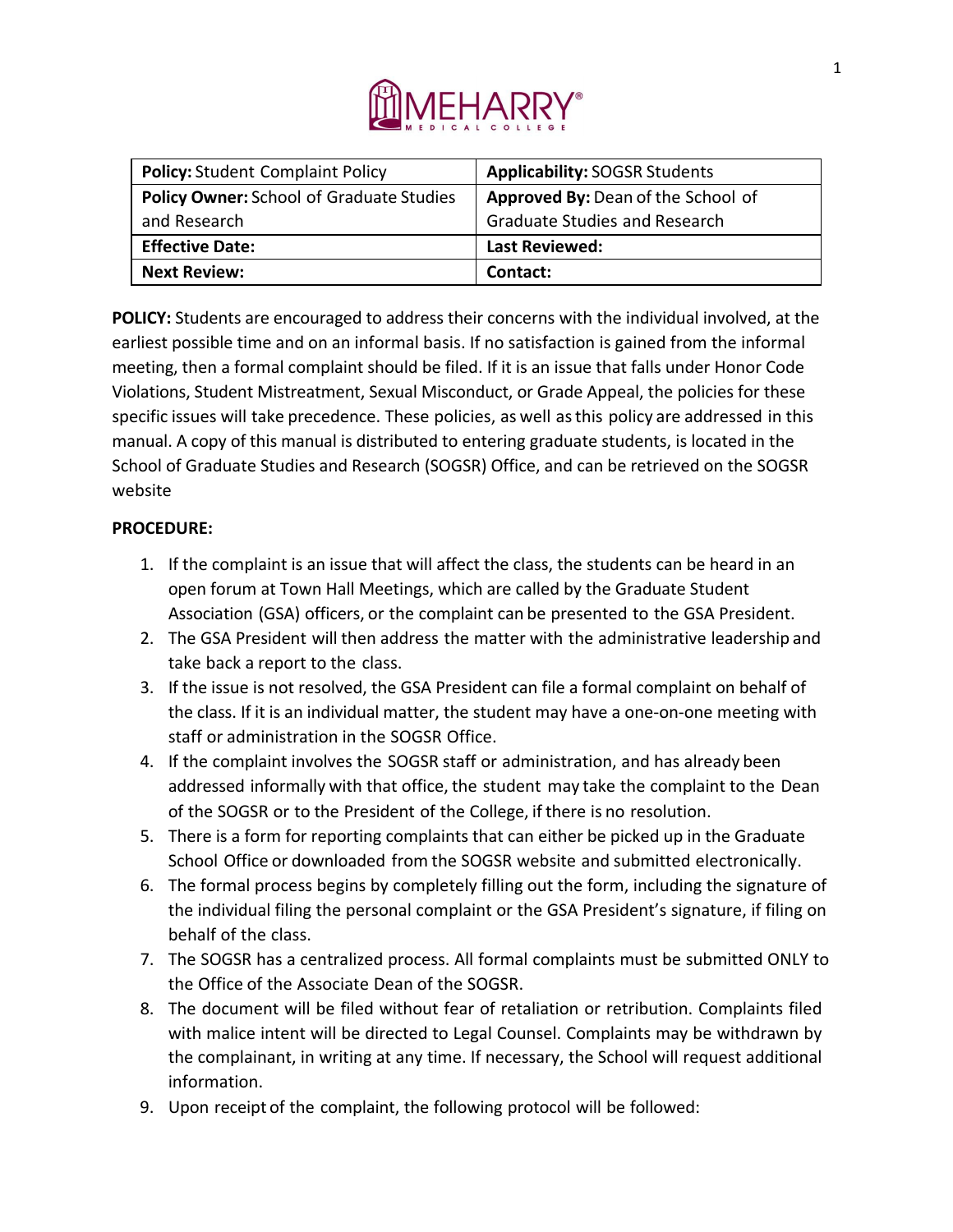| **Policy:** Student Complaint Policy | **Applicability:** SOGSR Students |
|---|---|
| **Policy Owner:** School of Graduate Studies and Research | **Approved By:** Dean of the School of Graduate Studies and Research |
| **Effective Date:** | **Last Reviewed:** |
| **Next Review:** | **Contact:** |

**POLICY:** Students are encouraged to address their concerns with the individual involved, at the earliest possible time and on an informal basis. If no satisfaction is gained from the informal meeting, then a formal complaint should be filed. If it is an issue that falls under Honor Code Violations, Student Mistreatment, Sexual Misconduct, or Grade Appeal, the policies for these specific issues will take precedence. These policies, as well as this policy are addressed in this manual. A copy of this manual is distributed to entering graduate students, is located in the School of Graduate Studies and Research (SOGSR) Office, and can be retrieved on the SOGSR website

**PROCEDURE:**

1. If the complaint is an issue that will affect the class, the students can be heard in an open forum at Town Hall Meetings, which are called by the Graduate Student Association (GSA) officers, or the complaint can be presented to the GSA President.
2. The GSA President will then address the matter with the administrative leadership and take back a report to the class.
3. If the issue is not resolved, the GSA President can file a formal complaint on behalf of the class. If it is an individual matter, the student may have a one-on-one meeting with staff or administration in the SOGSR Office.
4. If the complaint involves the SOGSR staff or administration, and has already been addressed informally with that office, the student may take the complaint to the Dean of the SOGSR or to the President of the College, if there is no resolution.
5. There is a form for reporting complaints that can either be picked up in the Graduate School Office or downloaded from the SOGSR website and submitted electronically.
6. The formal process begins by completely filling out the form, including the signature of the individual filing the personal complaint or the GSA President's signature, if filing on behalf of the class.
7. The SOGSR has a centralized process. All formal complaints must be submitted ONLY to the Office of the Associate Dean of the SOGSR.
8. The document will be filed without fear of retaliation or retribution. Complaints filed with malice intent will be directed to Legal Counsel. Complaints may be withdrawn by the complainant, in writing at any time. If necessary, the School will request additional information.
9. Upon receipt of the complaint, the following protocol will be followed: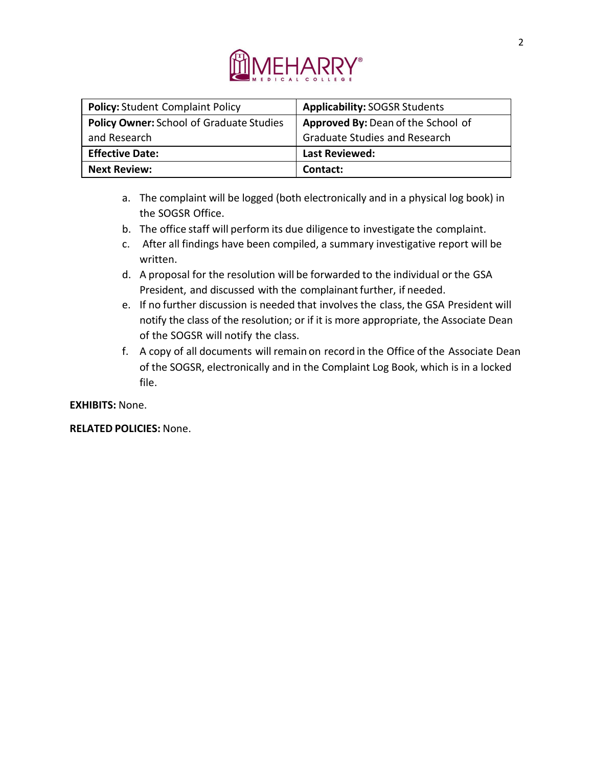| | |
|---|---|
| **Policy:** Student Complaint Policy | **Applicability:** SOGSR Students |
| **Policy Owner:** School of Graduate Studies and Research | **Approved By:** Dean of the School of Graduate Studies and Research |
| **Effective Date:** | **Last Reviewed:** |
| **Next Review:** | **Contact:** |

a. The complaint will be logged (both electronically and in a physical log book) in the SOGSR Office.
b. The office staff will perform its due diligence to investigate the complaint.
c. After all findings have been compiled, a summary investigative report will be written.
d. A proposal for the resolution will be forwarded to the individual or the GSA President, and discussed with the complainant further, if needed.
e. If no further discussion is needed that involves the class, the GSA President will notify the class of the resolution; or if it is more appropriate, the Associate Dean of the SOGSR will notify the class.
f. A copy of all documents will remain on record in the Office of the Associate Dean of the SOGSR, electronically and in the Complaint Log Book, which is in a locked file.

**EXHIBITS:** None.

**RELATED POLICIES:** None.